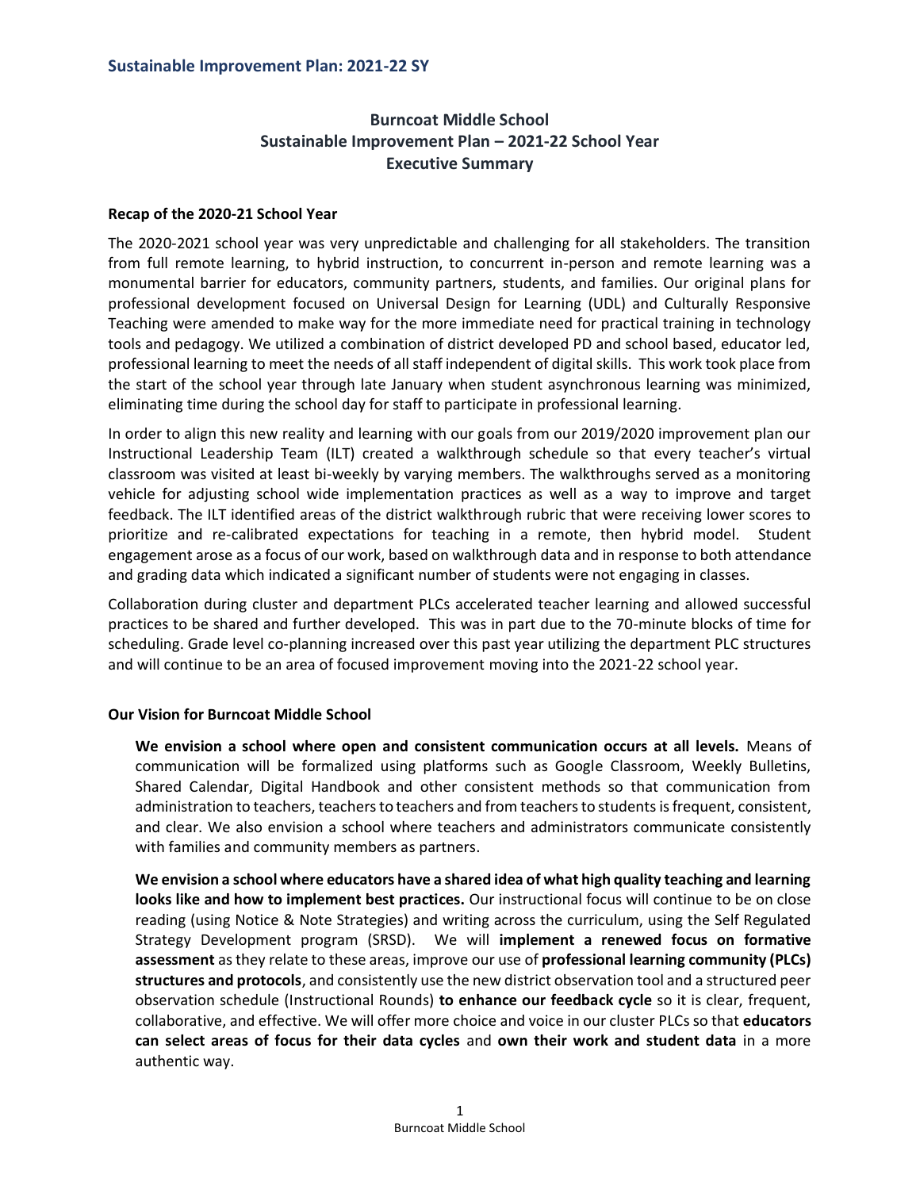# Burncoat Middle School
## Sustainable Improvement Plan – 2021-22 School Year
## Executive Summary

### Recap of the 2020-21 School Year

The 2020-2021 school year was very unpredictable and challenging for all stakeholders. The transition from full remote learning, to hybrid instruction, to concurrent in-person and remote learning was a monumental barrier for educators, community partners, students, and families. Our original plans for professional development focused on Universal Design for Learning (UDL) and Culturally Responsive Teaching were amended to make way for the more immediate need for practical training in technology tools and pedagogy. We utilized a combination of district developed PD and school based, educator led, professional learning to meet the needs of all staff independent of digital skills. This work took place from the start of the school year through late January when student asynchronous learning was minimized, eliminating time during the school day for staff to participate in professional learning.

In order to align this new reality and learning with our goals from our 2019/2020 improvement plan our Instructional Leadership Team (ILT) created a walkthrough schedule so that every teacher's virtual classroom was visited at least bi-weekly by varying members. The walkthroughs served as a monitoring vehicle for adjusting school wide implementation practices as well as a way to improve and target feedback. The ILT identified areas of the district walkthrough rubric that were receiving lower scores to prioritize and re-calibrated expectations for teaching in a remote, then hybrid model. Student engagement arose as a focus of our work, based on walkthrough data and in response to both attendance and grading data which indicated a significant number of students were not engaging in classes.

Collaboration during cluster and department PLCs accelerated teacher learning and allowed successful practices to be shared and further developed. This was in part due to the 70-minute blocks of time for scheduling. Grade level co-planning increased over this past year utilizing the department PLC structures and will continue to be an area of focused improvement moving into the 2021-22 school year.

### Our Vision for Burncoat Middle School

**We envision a school where open and consistent communication occurs at all levels.** Means of communication will be formalized using platforms such as Google Classroom, Weekly Bulletins, Shared Calendar, Digital Handbook and other consistent methods so that communication from administration to teachers, teachers to teachers and from teachers to students is frequent, consistent, and clear. We also envision a school where teachers and administrators communicate consistently with families and community members as partners.

**We envision a school where educators have a shared idea of what high quality teaching and learning looks like and how to implement best practices.** Our instructional focus will continue to be on close reading (using Notice & Note Strategies) and writing across the curriculum, using the Self Regulated Strategy Development program (SRSD). We will **implement a renewed focus on formative assessment** as they relate to these areas, improve our use of **professional learning community (PLCs) structures and protocols**, and consistently use the new district observation tool and a structured peer observation schedule (Instructional Rounds) **to enhance our feedback cycle** so it is clear, frequent, collaborative, and effective. We will offer more choice and voice in our cluster PLCs so that **educators can select areas of focus for their data cycles** and **own their work and student data** in a more authentic way.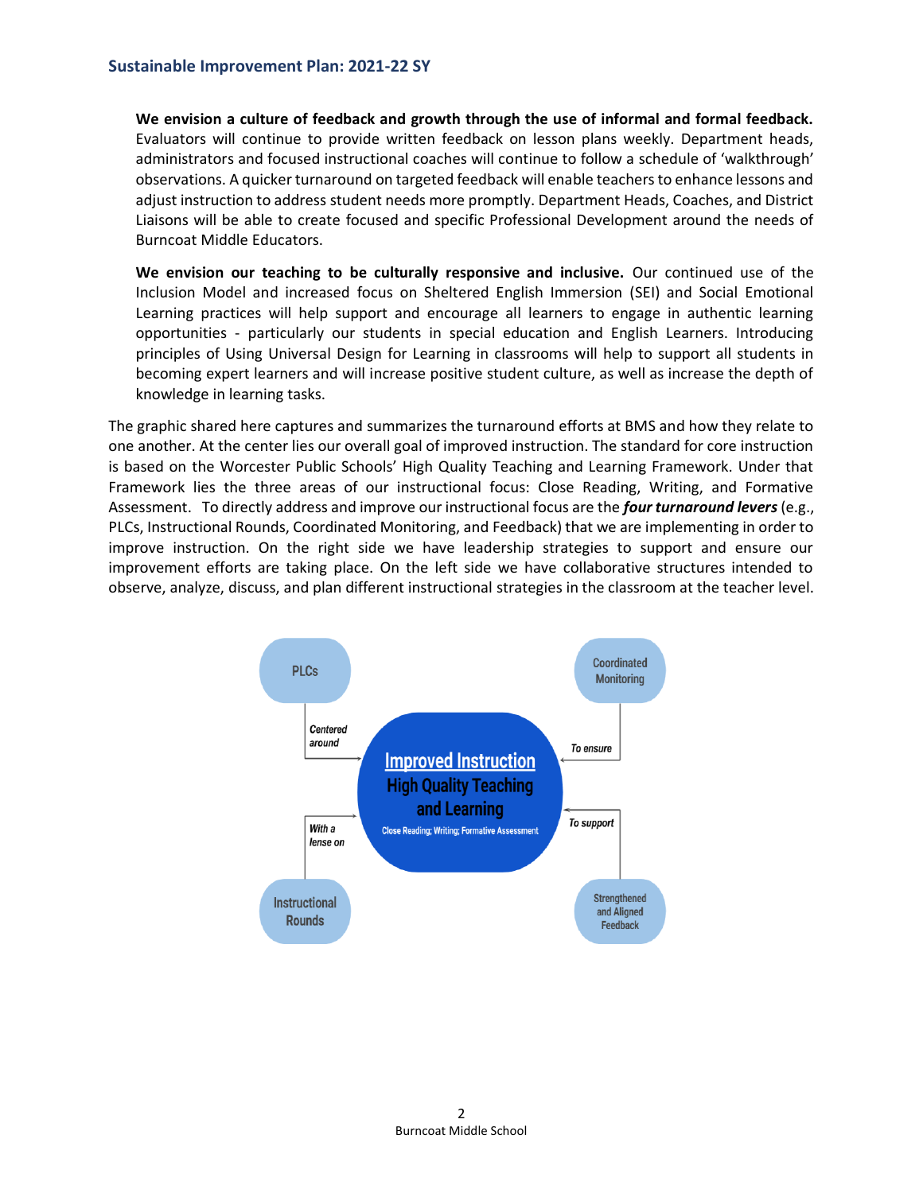We envision a culture of feedback and growth through the use of informal and formal feedback. Evaluators will continue to provide written feedback on lesson plans weekly. Department heads, administrators and focused instructional coaches will continue to follow a schedule of 'walkthrough' observations. A quicker turnaround on targeted feedback will enable teachers to enhance lessons and adjust instruction to address student needs more promptly. Department Heads, Coaches, and District Liaisons will be able to create focused and specific Professional Development around the needs of Burncoat Middle Educators.

**We envision our teaching to be culturally responsive and inclusive.** Our continued use of the Inclusion Model and increased focus on Sheltered English Immersion (SEI) and Social Emotional Learning practices will help support and encourage all learners to engage in authentic learning opportunities - particularly our students in special education and English Learners. Introducing principles of Using Universal Design for Learning in classrooms will help to support all students in becoming expert learners and will increase positive student culture, as well as increase the depth of knowledge in learning tasks.

The graphic shared here captures and summarizes the turnaround efforts at BMS and how they relate to one another. At the center lies our overall goal of improved instruction. The standard for core instruction is based on the Worcester Public Schools' High Quality Teaching and Learning Framework. Under that Framework lies the three areas of our instructional focus: Close Reading, Writing, and Formative Assessment. To directly address and improve our instructional focus are the ***four turnaround levers*** (e.g., PLCs, Instructional Rounds, Coordinated Monitoring, and Feedback) that we are implementing in order to improve instruction. On the right side we have leadership strategies to support and ensure our improvement efforts are taking place. On the left side we have collaborative structures intended to observe, analyze, discuss, and plan different instructional strategies in the classroom at the teacher level.

PLCs — *Centered around* → **Improved Instruction: High Quality Teaching and Learning** (Close Reading; Writing; Formative Assessment)

Instructional Rounds — *With a lense on* → Improved Instruction

Coordinated Monitoring — *To ensure* → Improved Instruction

Strengthened and Aligned Feedback — *To support* → Improved Instruction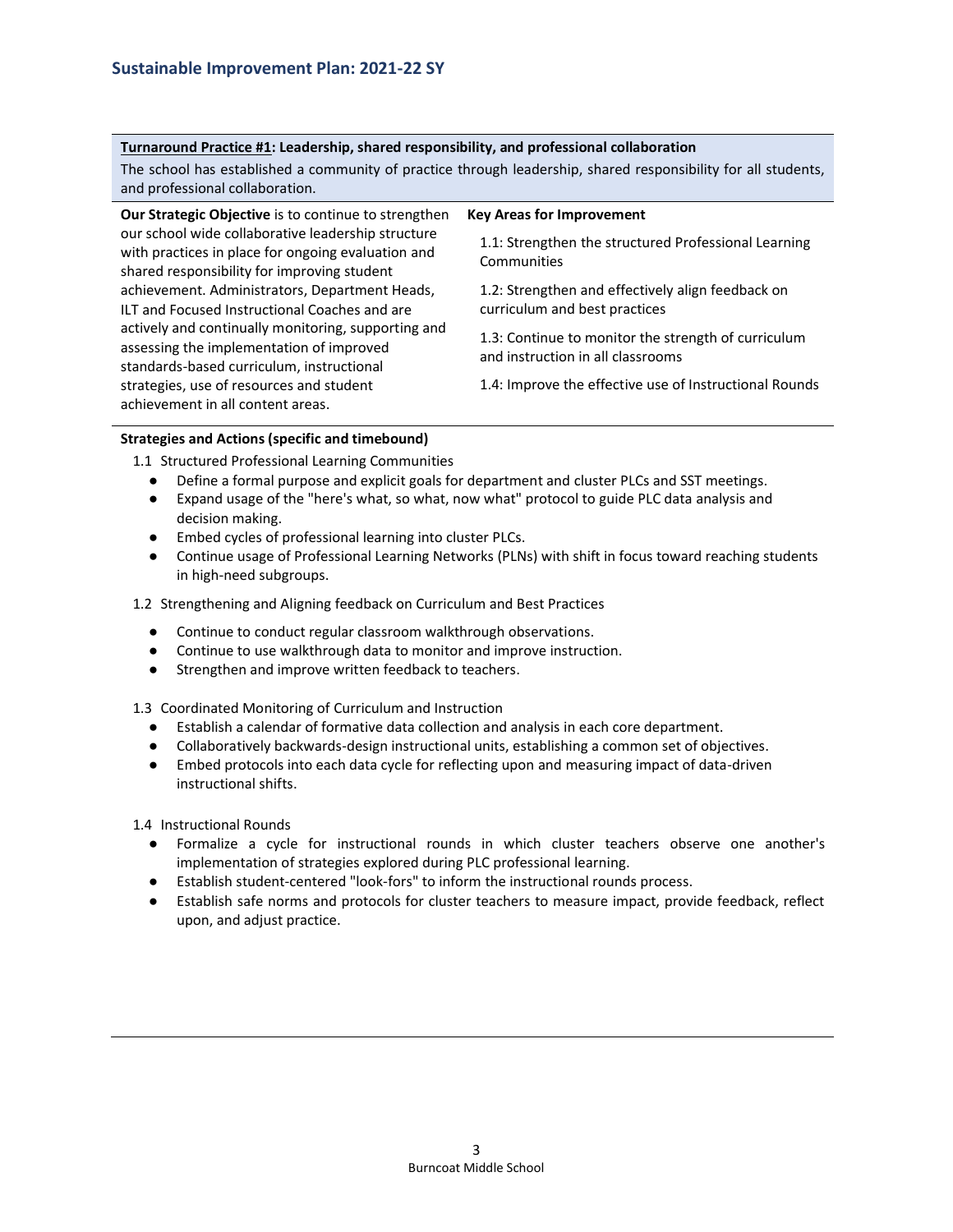## Sustainable Improvement Plan: 2021-22 SY

**Turnaround Practice #1: Leadership, shared responsibility, and professional collaboration**

The school has established a community of practice through leadership, shared responsibility for all students, and professional collaboration.

**Our Strategic Objective** is to continue to strengthen our school wide collaborative leadership structure with practices in place for ongoing evaluation and shared responsibility for improving student achievement. Administrators, Department Heads, ILT and Focused Instructional Coaches and are actively and continually monitoring, supporting and assessing the implementation of improved standards-based curriculum, instructional strategies, use of resources and student achievement in all content areas.

**Key Areas for Improvement**

1.1: Strengthen the structured Professional Learning Communities

1.2: Strengthen and effectively align feedback on curriculum and best practices

1.3: Continue to monitor the strength of curriculum and instruction in all classrooms

1.4: Improve the effective use of Instructional Rounds

**Strategies and Actions (specific and timebound)**

1.1 Structured Professional Learning Communities

- Define a formal purpose and explicit goals for department and cluster PLCs and SST meetings.
- Expand usage of the "here's what, so what, now what" protocol to guide PLC data analysis and decision making.
- Embed cycles of professional learning into cluster PLCs.
- Continue usage of Professional Learning Networks (PLNs) with shift in focus toward reaching students in high-need subgroups.

1.2 Strengthening and Aligning feedback on Curriculum and Best Practices

- Continue to conduct regular classroom walkthrough observations.
- Continue to use walkthrough data to monitor and improve instruction.
- Strengthen and improve written feedback to teachers.

1.3 Coordinated Monitoring of Curriculum and Instruction

- Establish a calendar of formative data collection and analysis in each core department.
- Collaboratively backwards-design instructional units, establishing a common set of objectives.
- Embed protocols into each data cycle for reflecting upon and measuring impact of data-driven instructional shifts.

1.4 Instructional Rounds

- Formalize a cycle for instructional rounds in which cluster teachers observe one another's implementation of strategies explored during PLC professional learning.
- Establish student-centered "look-fors" to inform the instructional rounds process.
- Establish safe norms and protocols for cluster teachers to measure impact, provide feedback, reflect upon, and adjust practice.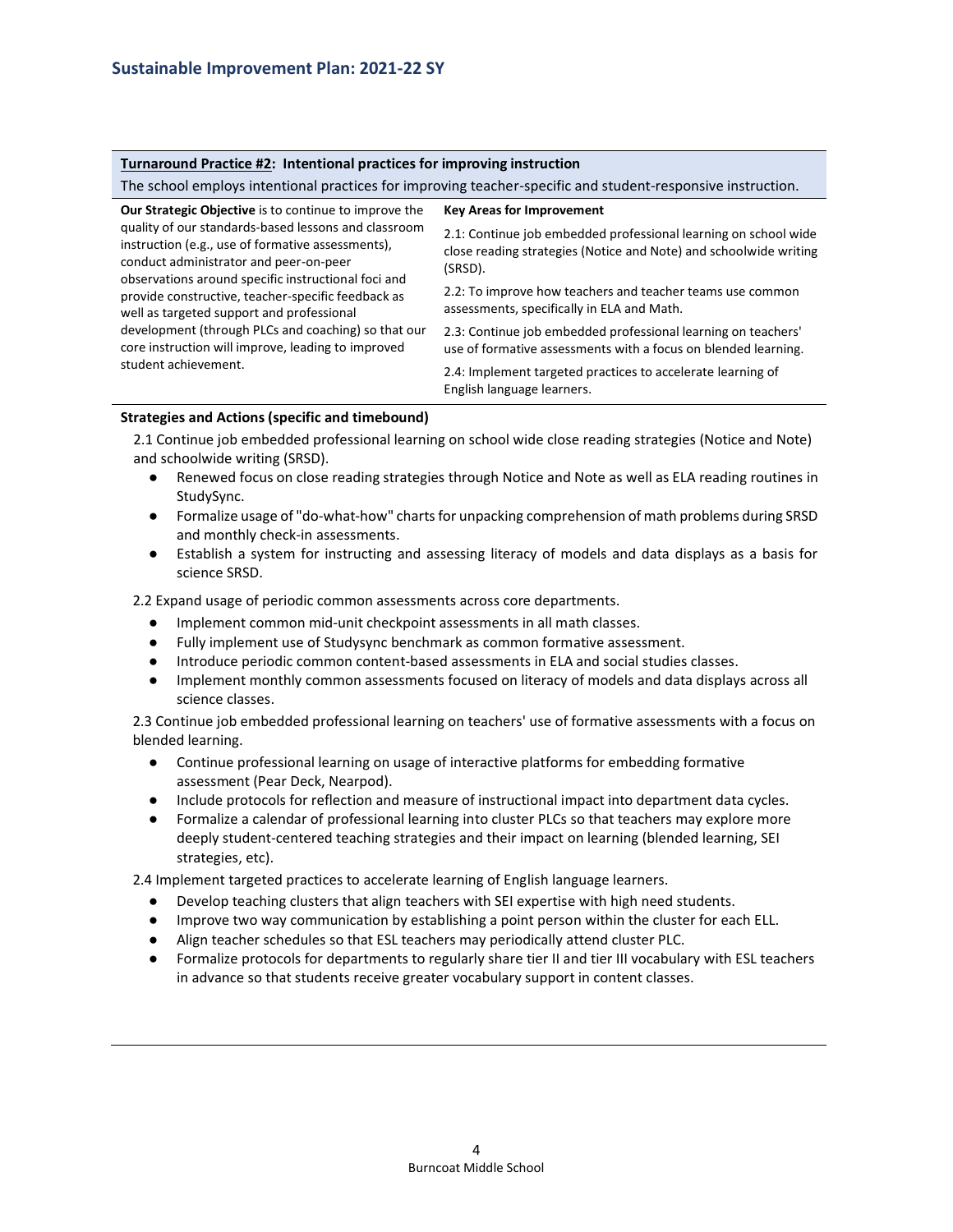## Turnaround Practice #2: Intentional practices for improving instruction

The school employs intentional practices for improving teacher-specific and student-responsive instruction.

| **Our Strategic Objective** is to continue to improve the quality of our standards-based lessons and classroom instruction (e.g., use of formative assessments), conduct administrator and peer-on-peer observations around specific instructional foci and provide constructive, teacher-specific feedback as well as targeted support and professional development (through PLCs and coaching) so that our core instruction will improve, leading to improved student achievement. | **Key Areas for Improvement**<br><br>2.1: Continue job embedded professional learning on school wide close reading strategies (Notice and Note) and schoolwide writing (SRSD).<br><br>2.2: To improve how teachers and teacher teams use common assessments, specifically in ELA and Math.<br><br>2.3: Continue job embedded professional learning on teachers' use of formative assessments with a focus on blended learning.<br><br>2.4: Implement targeted practices to accelerate learning of English language learners. |
|---|---|

**Strategies and Actions (specific and timebound)**

2.1 Continue job embedded professional learning on school wide close reading strategies (Notice and Note) and schoolwide writing (SRSD).

- Renewed focus on close reading strategies through Notice and Note as well as ELA reading routines in StudySync.
- Formalize usage of "do-what-how" charts for unpacking comprehension of math problems during SRSD and monthly check-in assessments.
- Establish a system for instructing and assessing literacy of models and data displays as a basis for science SRSD.

2.2 Expand usage of periodic common assessments across core departments.

- Implement common mid-unit checkpoint assessments in all math classes.
- Fully implement use of Studysync benchmark as common formative assessment.
- Introduce periodic common content-based assessments in ELA and social studies classes.
- Implement monthly common assessments focused on literacy of models and data displays across all science classes.

2.3 Continue job embedded professional learning on teachers' use of formative assessments with a focus on blended learning.

- Continue professional learning on usage of interactive platforms for embedding formative assessment (Pear Deck, Nearpod).
- Include protocols for reflection and measure of instructional impact into department data cycles.
- Formalize a calendar of professional learning into cluster PLCs so that teachers may explore more deeply student-centered teaching strategies and their impact on learning (blended learning, SEI strategies, etc).

2.4 Implement targeted practices to accelerate learning of English language learners.

- Develop teaching clusters that align teachers with SEI expertise with high need students.
- Improve two way communication by establishing a point person within the cluster for each ELL.
- Align teacher schedules so that ESL teachers may periodically attend cluster PLC.
- Formalize protocols for departments to regularly share tier II and tier III vocabulary with ESL teachers in advance so that students receive greater vocabulary support in content classes.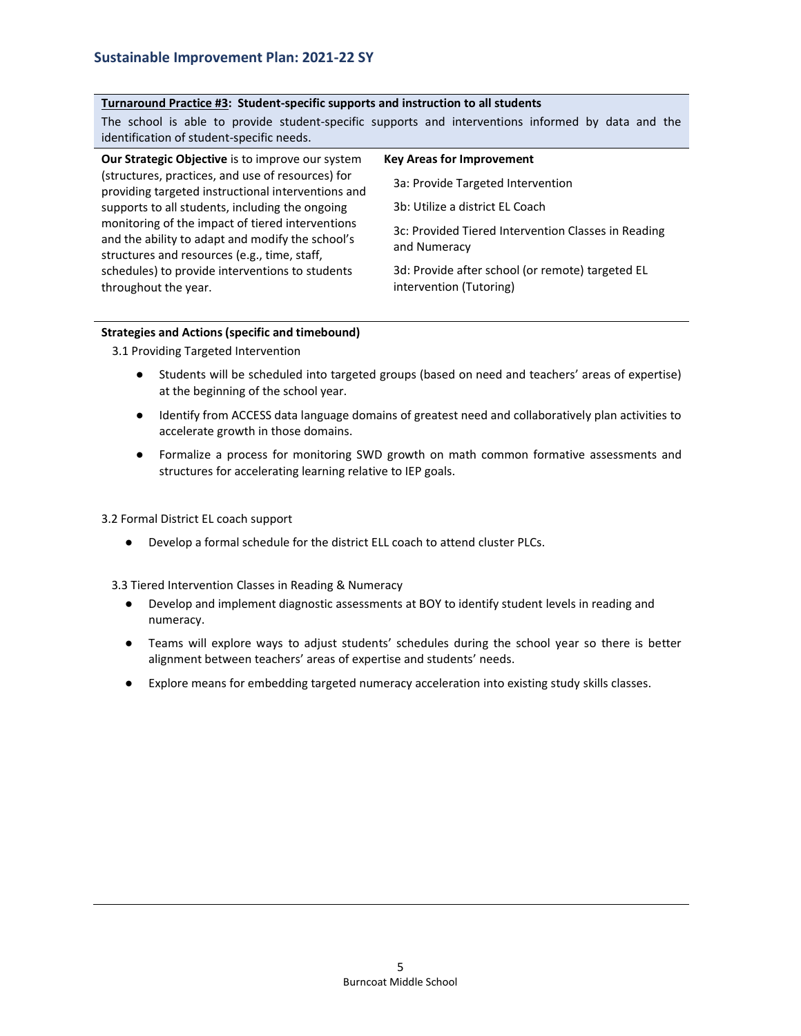## Sustainable Improvement Plan: 2021-22 SY

**Turnaround Practice #3: Student-specific supports and instruction to all students**

The school is able to provide student-specific supports and interventions informed by data and the identification of student-specific needs.

**Our Strategic Objective** is to improve our system (structures, practices, and use of resources) for providing targeted instructional interventions and supports to all students, including the ongoing monitoring of the impact of tiered interventions and the ability to adapt and modify the school's structures and resources (e.g., time, staff, schedules) to provide interventions to students throughout the year.

**Key Areas for Improvement**

- 3a: Provide Targeted Intervention
- 3b: Utilize a district EL Coach
- 3c: Provided Tiered Intervention Classes in Reading and Numeracy
- 3d: Provide after school (or remote) targeted EL intervention (Tutoring)

**Strategies and Actions (specific and timebound)**

3.1 Providing Targeted Intervention

- Students will be scheduled into targeted groups (based on need and teachers' areas of expertise) at the beginning of the school year.
- Identify from ACCESS data language domains of greatest need and collaboratively plan activities to accelerate growth in those domains.
- Formalize a process for monitoring SWD growth on math common formative assessments and structures for accelerating learning relative to IEP goals.

3.2 Formal District EL coach support

- Develop a formal schedule for the district ELL coach to attend cluster PLCs.

3.3 Tiered Intervention Classes in Reading & Numeracy

- Develop and implement diagnostic assessments at BOY to identify student levels in reading and numeracy.
- Teams will explore ways to adjust students' schedules during the school year so there is better alignment between teachers' areas of expertise and students' needs.
- Explore means for embedding targeted numeracy acceleration into existing study skills classes.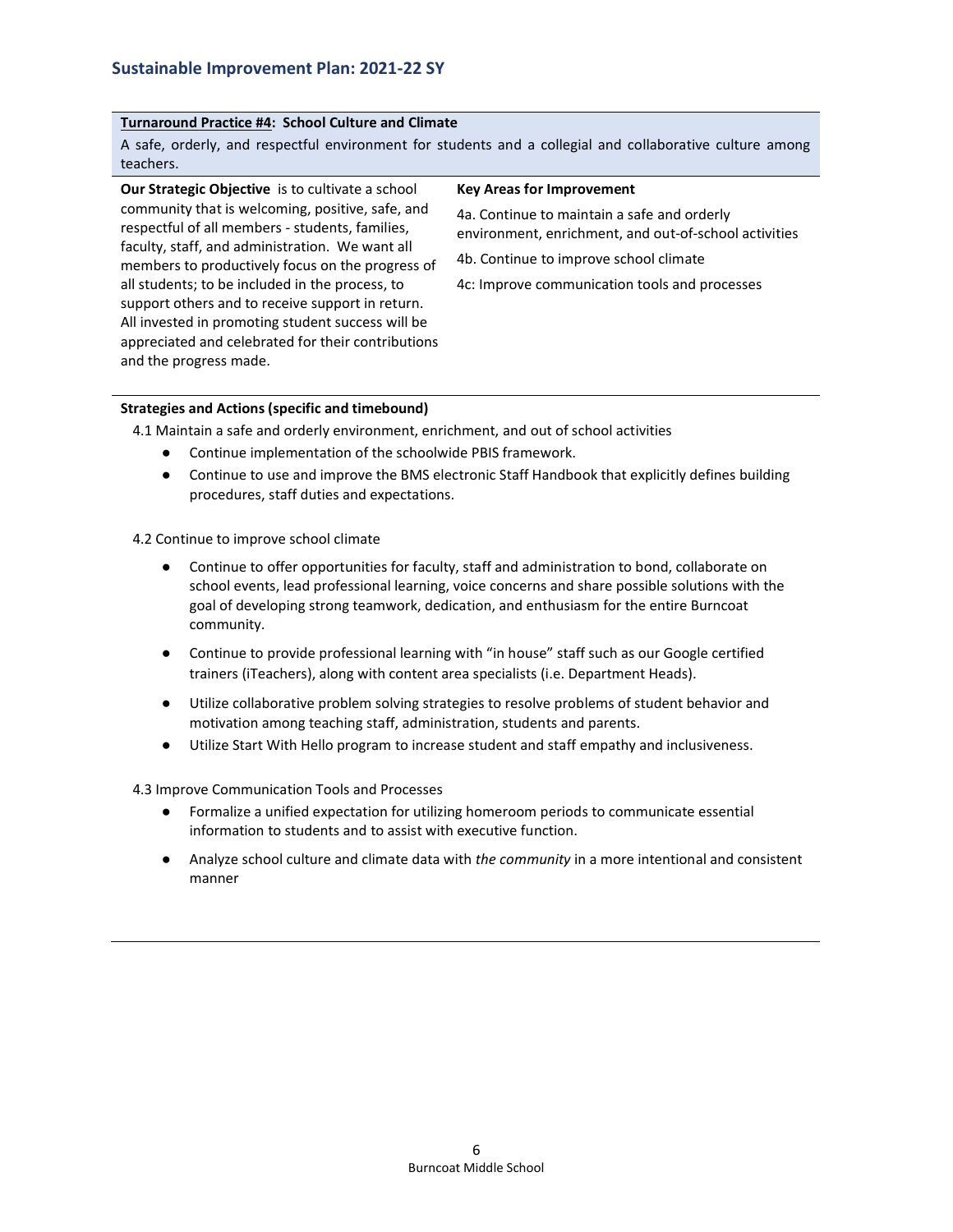## Sustainable Improvement Plan: 2021-22 SY

**Turnaround Practice #4: School Culture and Climate**

A safe, orderly, and respectful environment for students and a collegial and collaborative culture among teachers.

**Our Strategic Objective** is to cultivate a school community that is welcoming, positive, safe, and respectful of all members - students, families, faculty, staff, and administration. We want all members to productively focus on the progress of all students; to be included in the process, to support others and to receive support in return. All invested in promoting student success will be appreciated and celebrated for their contributions and the progress made.

**Key Areas for Improvement**

4a. Continue to maintain a safe and orderly environment, enrichment, and out-of-school activities

4b. Continue to improve school climate

4c: Improve communication tools and processes

**Strategies and Actions (specific and timebound)**

4.1 Maintain a safe and orderly environment, enrichment, and out of school activities

- Continue implementation of the schoolwide PBIS framework.
- Continue to use and improve the BMS electronic Staff Handbook that explicitly defines building procedures, staff duties and expectations.

4.2 Continue to improve school climate

- Continue to offer opportunities for faculty, staff and administration to bond, collaborate on school events, lead professional learning, voice concerns and share possible solutions with the goal of developing strong teamwork, dedication, and enthusiasm for the entire Burncoat community.
- Continue to provide professional learning with "in house" staff such as our Google certified trainers (iTeachers), along with content area specialists (i.e. Department Heads).
- Utilize collaborative problem solving strategies to resolve problems of student behavior and motivation among teaching staff, administration, students and parents.
- Utilize Start With Hello program to increase student and staff empathy and inclusiveness.

4.3 Improve Communication Tools and Processes

- Formalize a unified expectation for utilizing homeroom periods to communicate essential information to students and to assist with executive function.
- Analyze school culture and climate data with *the community* in a more intentional and consistent manner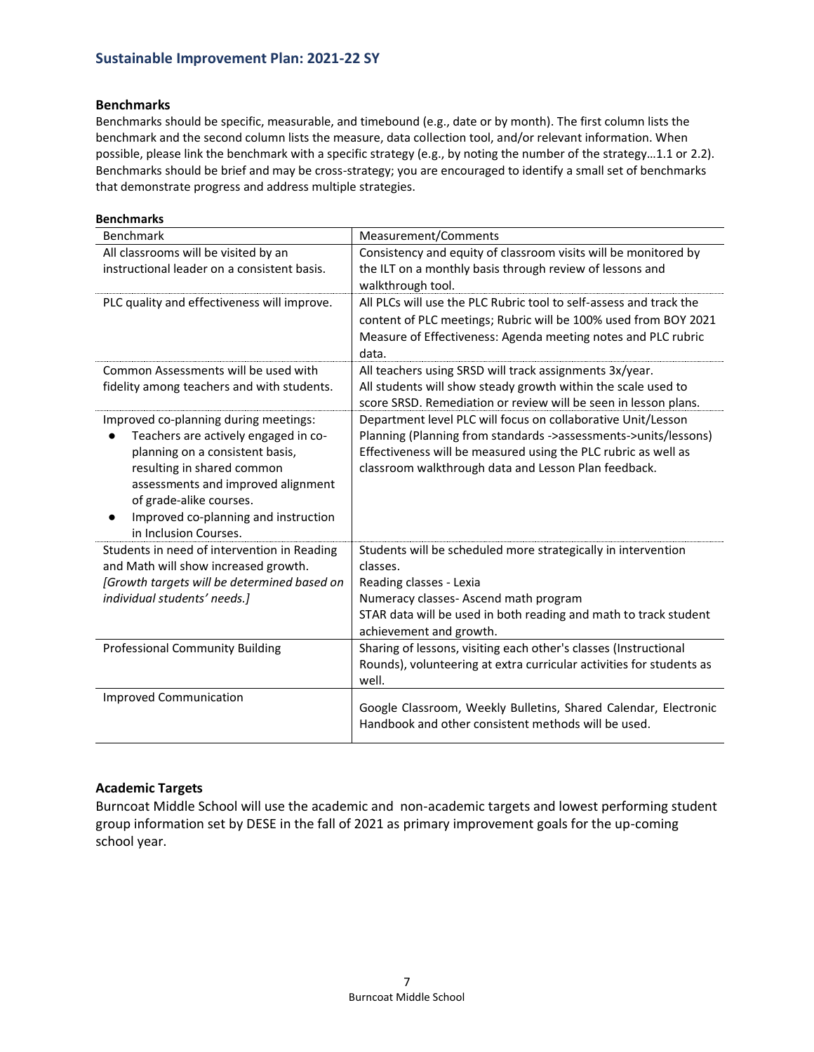## Sustainable Improvement Plan: 2021-22 SY

### Benchmarks

Benchmarks should be specific, measurable, and timebound (e.g., date or by month). The first column lists the benchmark and the second column lists the measure, data collection tool, and/or relevant information. When possible, please link the benchmark with a specific strategy (e.g., by noting the number of the strategy…1.1 or 2.2). Benchmarks should be brief and may be cross-strategy; you are encouraged to identify a small set of benchmarks that demonstrate progress and address multiple strategies.

**Benchmarks**

| Benchmark | Measurement/Comments |
|---|---|
| All classrooms will be visited by an instructional leader on a consistent basis. | Consistency and equity of classroom visits will be monitored by the ILT on a monthly basis through review of lessons and walkthrough tool. |
| PLC quality and effectiveness will improve. | All PLCs will use the PLC Rubric tool to self-assess and track the content of PLC meetings; Rubric will be 100% used from BOY 2021 Measure of Effectiveness: Agenda meeting notes and PLC rubric data. |
| Common Assessments will be used with fidelity among teachers and with students. | All teachers using SRSD will track assignments 3x/year. All students will show steady growth within the scale used to score SRSD. Remediation or review will be seen in lesson plans. |
| Improved co-planning during meetings: <br>● Teachers are actively engaged in co-planning on a consistent basis, resulting in shared common assessments and improved alignment of grade-alike courses. <br>● Improved co-planning and instruction in Inclusion Courses. | Department level PLC will focus on collaborative Unit/Lesson Planning (Planning from standards ->assessments->units/lessons) Effectiveness will be measured using the PLC rubric as well as classroom walkthrough data and Lesson Plan feedback. |
| Students in need of intervention in Reading and Math will show increased growth. *[Growth targets will be determined based on individual students' needs.]* | Students will be scheduled more strategically in intervention classes. <br>Reading classes - Lexia <br>Numeracy classes- Ascend math program <br>STAR data will be used in both reading and math to track student achievement and growth. |
| Professional Community Building | Sharing of lessons, visiting each other's classes (Instructional Rounds), volunteering at extra curricular activities for students as well. |
| Improved Communication | Google Classroom, Weekly Bulletins, Shared Calendar, Electronic Handbook and other consistent methods will be used. |

### Academic Targets

Burncoat Middle School will use the academic and non-academic targets and lowest performing student group information set by DESE in the fall of 2021 as primary improvement goals for the up-coming school year.